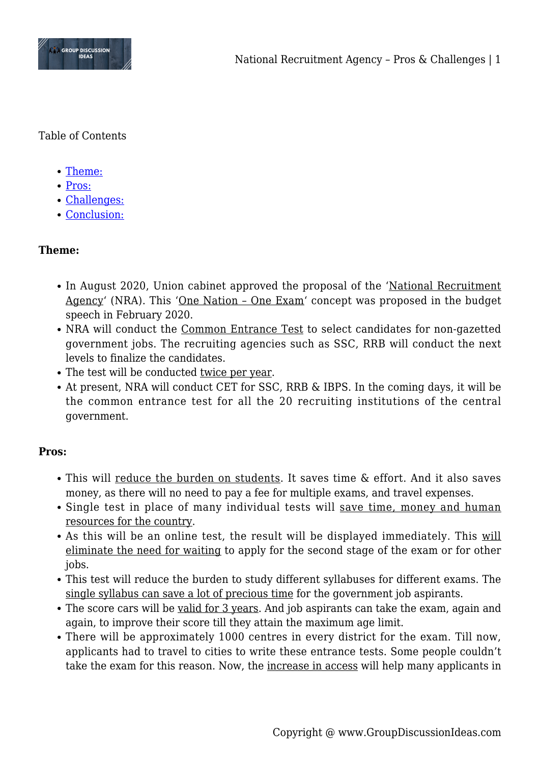Table of Contents

- Theme:
- Pros:
- Challenges:
- Conclusion:

**Theme:**

- In August 2020, Union cabinet approved the proposal of the 'National Recruitment Agency' (NRA). This 'One Nation – One Exam' concept was proposed in the budget speech in February 2020.
- NRA will conduct the Common Entrance Test to select candidates for non-gazetted government jobs. The recruiting agencies such as SSC, RRB will conduct the next levels to finalize the candidates.
- The test will be conducted twice per year.
- At present, NRA will conduct CET for SSC, RRB & IBPS. In the coming days, it will be the common entrance test for all the 20 recruiting institutions of the central government.

**Pros:**

- This will reduce the burden on students. It saves time & effort. And it also saves money, as there will no need to pay a fee for multiple exams, and travel expenses.
- Single test in place of many individual tests will save time, money and human resources for the country.
- As this will be an online test, the result will be displayed immediately. This will eliminate the need for waiting to apply for the second stage of the exam or for other jobs.
- This test will reduce the burden to study different syllabuses for different exams. The single syllabus can save a lot of precious time for the government job aspirants.
- The score cars will be valid for 3 years. And job aspirants can take the exam, again and again, to improve their score till they attain the maximum age limit.
- There will be approximately 1000 centres in every district for the exam. Till now, applicants had to travel to cities to write these entrance tests. Some people couldn't take the exam for this reason. Now, the increase in access will help many applicants in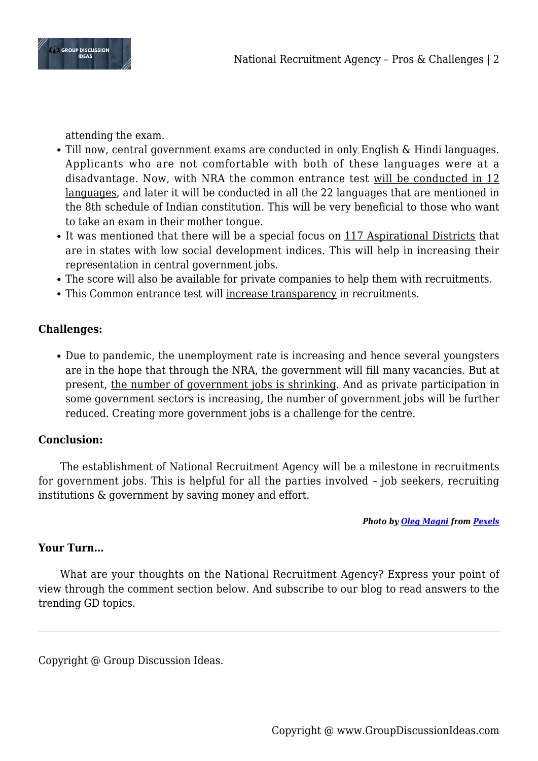attending the exam.

- Till now, central government exams are conducted in only English & Hindi languages. Applicants who are not comfortable with both of these languages were at a disadvantage. Now, with NRA the common entrance test will be conducted in 12 languages, and later it will be conducted in all the 22 languages that are mentioned in the 8th schedule of Indian constitution. This will be very beneficial to those who want to take an exam in their mother tongue.
- It was mentioned that there will be a special focus on 117 Aspirational Districts that are in states with low social development indices. This will help in increasing their representation in central government jobs.
- The score will also be available for private companies to help them with recruitments.
- This Common entrance test will increase transparency in recruitments.

**Challenges:**

- Due to pandemic, the unemployment rate is increasing and hence several youngsters are in the hope that through the NRA, the government will fill many vacancies. But at present, the number of government jobs is shrinking. And as private participation in some government sectors is increasing, the number of government jobs will be further reduced. Creating more government jobs is a challenge for the centre.

**Conclusion:**

The establishment of National Recruitment Agency will be a milestone in recruitments for government jobs. This is helpful for all the parties involved – job seekers, recruiting institutions & government by saving money and effort.

***Photo by Oleg Magni from Pexels***

**Your Turn…**

What are your thoughts on the National Recruitment Agency? Express your point of view through the comment section below. And subscribe to our blog to read answers to the trending GD topics.

---

Copyright @ Group Discussion Ideas.